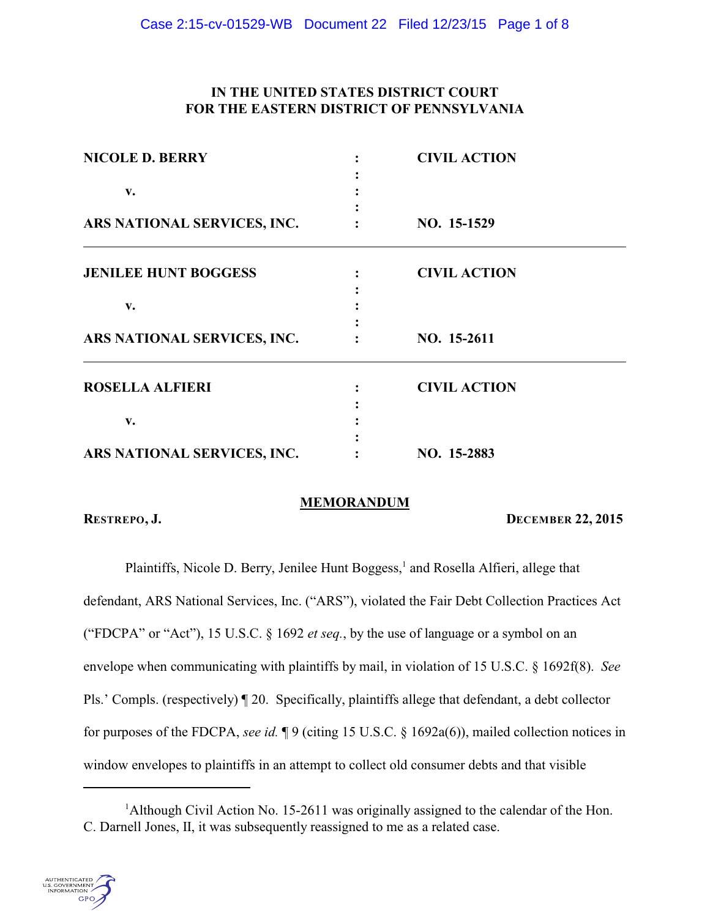**IN THE UNITED STATES DISTRICT COURT**
**FOR THE EASTERN DISTRICT OF PENNSYLVANIA**

| | | |
|---|---|---|
| **NICOLE D. BERRY** | : | **CIVIL ACTION** |
| **v.** | : | |
| **ARS NATIONAL SERVICES, INC.** | : | **NO. 15-1529** |

| | | |
|---|---|---|
| **JENILEE HUNT BOGGESS** | : | **CIVIL ACTION** |
| **v.** | : | |
| **ARS NATIONAL SERVICES, INC.** | : | **NO. 15-2611** |

| | | |
|---|---|---|
| **ROSELLA ALFIERI** | : | **CIVIL ACTION** |
| **v.** | : | |
| **ARS NATIONAL SERVICES, INC.** | : | **NO. 15-2883** |

**MEMORANDUM**

**RESTREPO, J.** **DECEMBER 22, 2015**

Plaintiffs, Nicole D. Berry, Jenilee Hunt Boggess,[1] and Rosella Alfieri, allege that defendant, ARS National Services, Inc. ("ARS"), violated the Fair Debt Collection Practices Act ("FDCPA" or "Act"), 15 U.S.C. § 1692 *et seq.*, by the use of language or a symbol on an envelope when communicating with plaintiffs by mail, in violation of 15 U.S.C. § 1692f(8). *See* Pls.' Compls. (respectively) ¶ 20. Specifically, plaintiffs allege that defendant, a debt collector for purposes of the FDCPA, *see id.* ¶ 9 (citing 15 U.S.C. § 1692a(6)), mailed collection notices in window envelopes to plaintiffs in an attempt to collect old consumer debts and that visible

[1] Although Civil Action No. 15-2611 was originally assigned to the calendar of the Hon. C. Darnell Jones, II, it was subsequently reassigned to me as a related case.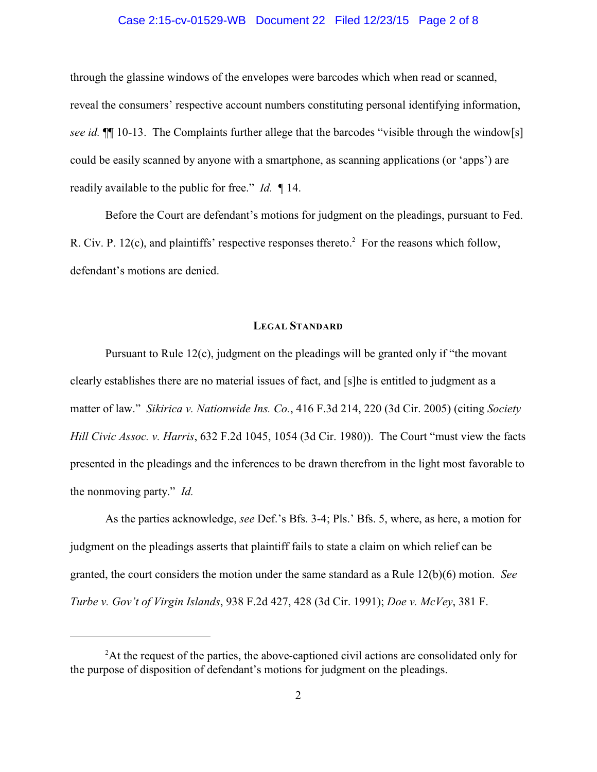through the glassine windows of the envelopes were barcodes which when read or scanned, reveal the consumers' respective account numbers constituting personal identifying information, *see id.* ¶¶ 10-13. The Complaints further allege that the barcodes "visible through the window[s] could be easily scanned by anyone with a smartphone, as scanning applications (or 'apps') are readily available to the public for free." *Id.* ¶ 14.

Before the Court are defendant's motions for judgment on the pleadings, pursuant to Fed. R. Civ. P. 12(c), and plaintiffs' respective responses thereto.[2] For the reasons which follow, defendant's motions are denied.

## LEGAL STANDARD

Pursuant to Rule 12(c), judgment on the pleadings will be granted only if "the movant clearly establishes there are no material issues of fact, and [s]he is entitled to judgment as a matter of law." *Sikirica v. Nationwide Ins. Co.*, 416 F.3d 214, 220 (3d Cir. 2005) (citing *Society Hill Civic Assoc. v. Harris*, 632 F.2d 1045, 1054 (3d Cir. 1980)). The Court "must view the facts presented in the pleadings and the inferences to be drawn therefrom in the light most favorable to the nonmoving party." *Id.*

As the parties acknowledge, *see* Def.'s Bfs. 3-4; Pls.' Bfs. 5, where, as here, a motion for judgment on the pleadings asserts that plaintiff fails to state a claim on which relief can be granted, the court considers the motion under the same standard as a Rule 12(b)(6) motion. *See Turbe v. Gov't of Virgin Islands*, 938 F.2d 427, 428 (3d Cir. 1991); *Doe v. McVey*, 381 F.

---

[2] At the request of the parties, the above-captioned civil actions are consolidated only for the purpose of disposition of defendant's motions for judgment on the pleadings.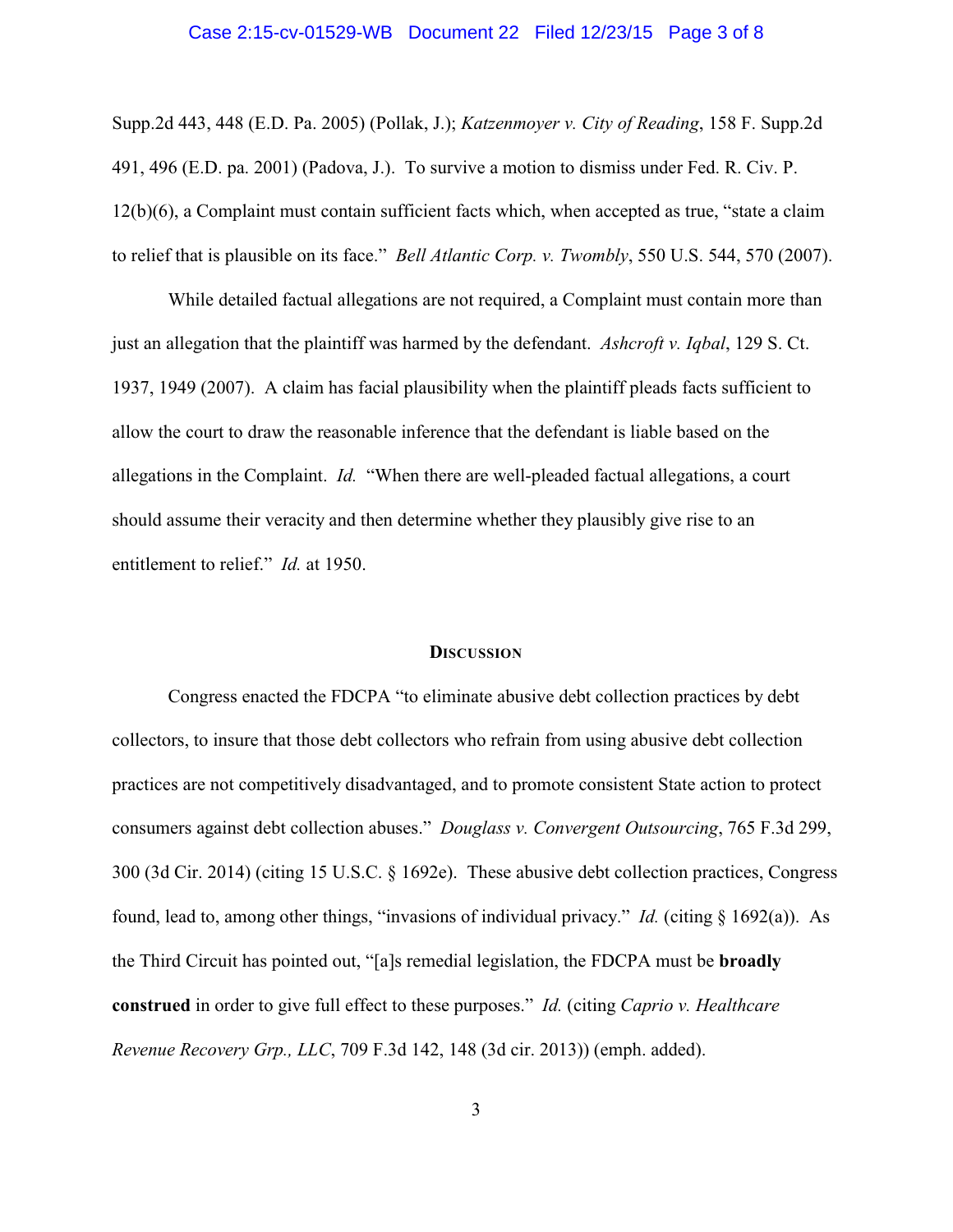Supp.2d 443, 448 (E.D. Pa. 2005) (Pollak, J.); *Katzenmoyer v. City of Reading*, 158 F. Supp.2d 491, 496 (E.D. pa. 2001) (Padova, J.). To survive a motion to dismiss under Fed. R. Civ. P. 12(b)(6), a Complaint must contain sufficient facts which, when accepted as true, "state a claim to relief that is plausible on its face." *Bell Atlantic Corp. v. Twombly*, 550 U.S. 544, 570 (2007).

While detailed factual allegations are not required, a Complaint must contain more than just an allegation that the plaintiff was harmed by the defendant. *Ashcroft v. Iqbal*, 129 S. Ct. 1937, 1949 (2007). A claim has facial plausibility when the plaintiff pleads facts sufficient to allow the court to draw the reasonable inference that the defendant is liable based on the allegations in the Complaint. *Id.* "When there are well-pleaded factual allegations, a court should assume their veracity and then determine whether they plausibly give rise to an entitlement to relief." *Id.* at 1950.

## DISCUSSION

Congress enacted the FDCPA "to eliminate abusive debt collection practices by debt collectors, to insure that those debt collectors who refrain from using abusive debt collection practices are not competitively disadvantaged, and to promote consistent State action to protect consumers against debt collection abuses." *Douglass v. Convergent Outsourcing*, 765 F.3d 299, 300 (3d Cir. 2014) (citing 15 U.S.C. § 1692e). These abusive debt collection practices, Congress found, lead to, among other things, "invasions of individual privacy." *Id.* (citing § 1692(a)). As the Third Circuit has pointed out, "[a]s remedial legislation, the FDCPA must be **broadly construed** in order to give full effect to these purposes." *Id.* (citing *Caprio v. Healthcare Revenue Recovery Grp., LLC*, 709 F.3d 142, 148 (3d cir. 2013)) (emph. added).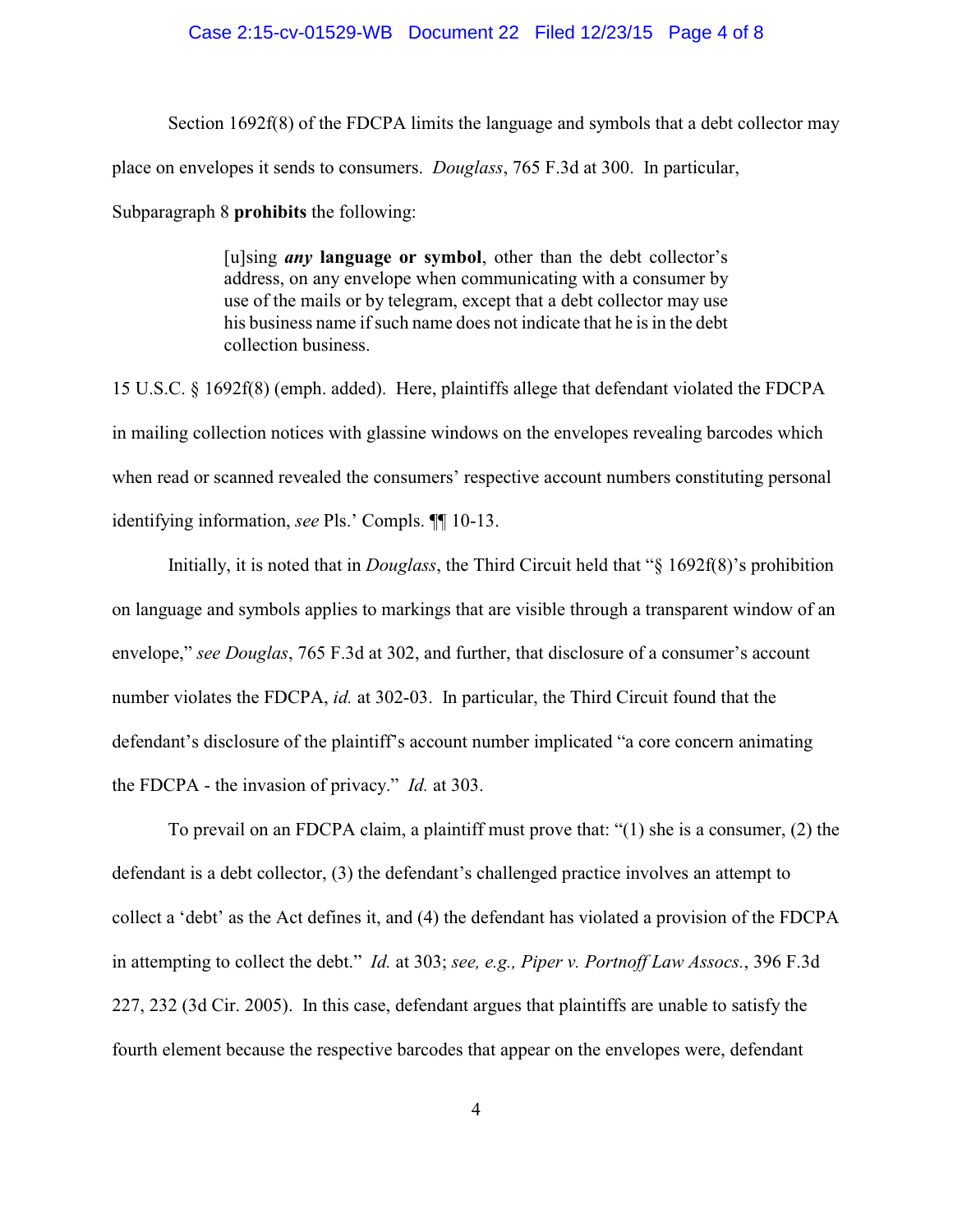Section 1692f(8) of the FDCPA limits the language and symbols that a debt collector may place on envelopes it sends to consumers. *Douglass*, 765 F.3d at 300. In particular, Subparagraph 8 **prohibits** the following:

> [u]sing ***any*** **language or symbol**, other than the debt collector's address, on any envelope when communicating with a consumer by use of the mails or by telegram, except that a debt collector may use his business name if such name does not indicate that he is in the debt collection business.

15 U.S.C. § 1692f(8) (emph. added). Here, plaintiffs allege that defendant violated the FDCPA in mailing collection notices with glassine windows on the envelopes revealing barcodes which when read or scanned revealed the consumers' respective account numbers constituting personal identifying information, *see* Pls.' Compls. ¶¶ 10-13.

Initially, it is noted that in *Douglass*, the Third Circuit held that "§ 1692f(8)'s prohibition on language and symbols applies to markings that are visible through a transparent window of an envelope," *see Douglas*, 765 F.3d at 302, and further, that disclosure of a consumer's account number violates the FDCPA, *id.* at 302-03. In particular, the Third Circuit found that the defendant's disclosure of the plaintiff's account number implicated "a core concern animating the FDCPA - the invasion of privacy." *Id.* at 303.

To prevail on an FDCPA claim, a plaintiff must prove that: "(1) she is a consumer, (2) the defendant is a debt collector, (3) the defendant's challenged practice involves an attempt to collect a 'debt' as the Act defines it, and (4) the defendant has violated a provision of the FDCPA in attempting to collect the debt." *Id.* at 303; *see, e.g., Piper v. Portnoff Law Assocs.*, 396 F.3d 227, 232 (3d Cir. 2005). In this case, defendant argues that plaintiffs are unable to satisfy the fourth element because the respective barcodes that appear on the envelopes were, defendant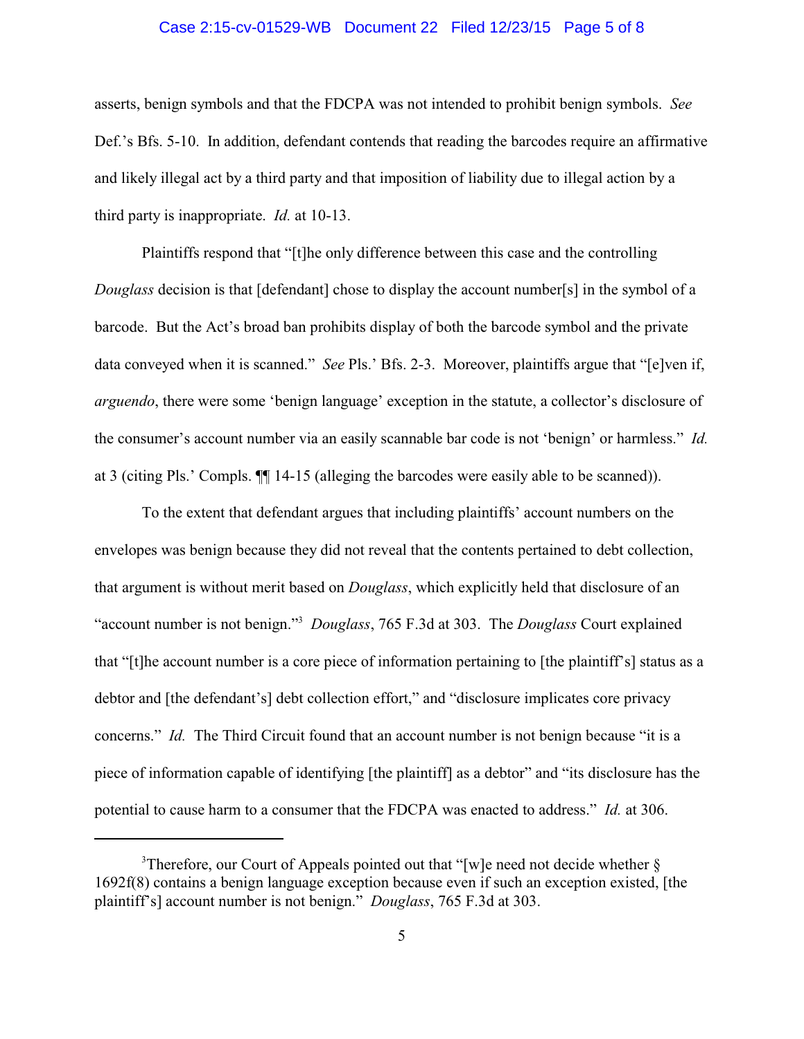asserts, benign symbols and that the FDCPA was not intended to prohibit benign symbols. *See* Def.'s Bfs. 5-10. In addition, defendant contends that reading the barcodes require an affirmative and likely illegal act by a third party and that imposition of liability due to illegal action by a third party is inappropriate. *Id.* at 10-13.

Plaintiffs respond that "[t]he only difference between this case and the controlling *Douglass* decision is that [defendant] chose to display the account number[s] in the symbol of a barcode. But the Act's broad ban prohibits display of both the barcode symbol and the private data conveyed when it is scanned." *See* Pls.' Bfs. 2-3. Moreover, plaintiffs argue that "[e]ven if, *arguendo*, there were some 'benign language' exception in the statute, a collector's disclosure of the consumer's account number via an easily scannable bar code is not 'benign' or harmless." *Id.* at 3 (citing Pls.' Compls. ¶¶ 14-15 (alleging the barcodes were easily able to be scanned)).

To the extent that defendant argues that including plaintiffs' account numbers on the envelopes was benign because they did not reveal that the contents pertained to debt collection, that argument is without merit based on *Douglass*, which explicitly held that disclosure of an "account number is not benign."[3] *Douglass*, 765 F.3d at 303. The *Douglass* Court explained that "[t]he account number is a core piece of information pertaining to [the plaintiff's] status as a debtor and [the defendant's] debt collection effort," and "disclosure implicates core privacy concerns." *Id.* The Third Circuit found that an account number is not benign because "it is a piece of information capable of identifying [the plaintiff] as a debtor" and "its disclosure has the potential to cause harm to a consumer that the FDCPA was enacted to address." *Id.* at 306.

---

[3]Therefore, our Court of Appeals pointed out that "[w]e need not decide whether § 1692f(8) contains a benign language exception because even if such an exception existed, [the plaintiff's] account number is not benign." *Douglass*, 765 F.3d at 303.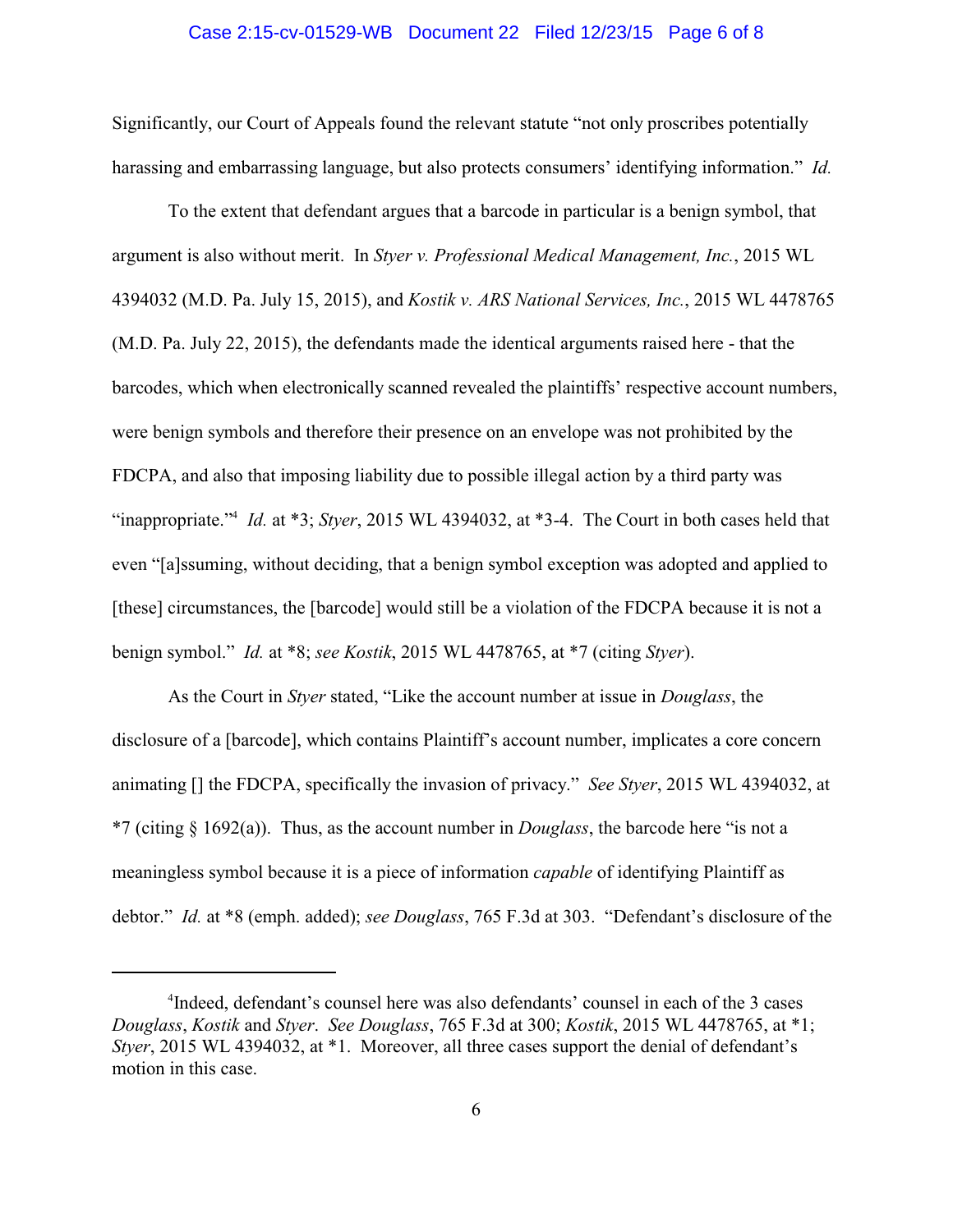Significantly, our Court of Appeals found the relevant statute "not only proscribes potentially harassing and embarrassing language, but also protects consumers' identifying information." *Id.*

To the extent that defendant argues that a barcode in particular is a benign symbol, that argument is also without merit. In *Styer v. Professional Medical Management, Inc.*, 2015 WL 4394032 (M.D. Pa. July 15, 2015), and *Kostik v. ARS National Services, Inc.*, 2015 WL 4478765 (M.D. Pa. July 22, 2015), the defendants made the identical arguments raised here - that the barcodes, which when electronically scanned revealed the plaintiffs' respective account numbers, were benign symbols and therefore their presence on an envelope was not prohibited by the FDCPA, and also that imposing liability due to possible illegal action by a third party was "inappropriate."[4] *Id.* at *3; *Styer*, 2015 WL 4394032, at *3-4. The Court in both cases held that even "[a]ssuming, without deciding, that a benign symbol exception was adopted and applied to [these] circumstances, the [barcode] would still be a violation of the FDCPA because it is not a benign symbol." *Id.* at *8; *see Kostik*, 2015 WL 4478765, at *7 (citing *Styer*).

As the Court in *Styer* stated, "Like the account number at issue in *Douglass*, the disclosure of a [barcode], which contains Plaintiff's account number, implicates a core concern animating [] the FDCPA, specifically the invasion of privacy." *See Styer*, 2015 WL 4394032, at *7 (citing § 1692(a)). Thus, as the account number in *Douglass*, the barcode here "is not a meaningless symbol because it is a piece of information *capable* of identifying Plaintiff as debtor." *Id.* at *8 (emph. added); *see Douglass*, 765 F.3d at 303. "Defendant's disclosure of the

---

[4]Indeed, defendant's counsel here was also defendants' counsel in each of the 3 cases *Douglass*, *Kostik* and *Styer*. *See Douglass*, 765 F.3d at 300; *Kostik*, 2015 WL 4478765, at *1; *Styer*, 2015 WL 4394032, at *1. Moreover, all three cases support the denial of defendant's motion in this case.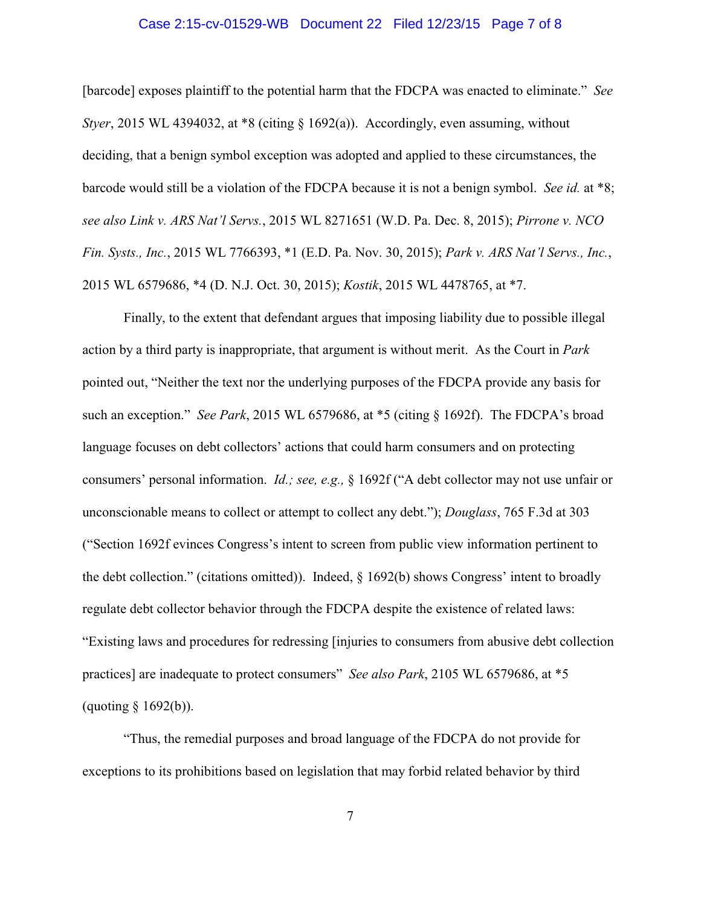[barcode] exposes plaintiff to the potential harm that the FDCPA was enacted to eliminate." *See Styer*, 2015 WL 4394032, at *8 (citing § 1692(a)). Accordingly, even assuming, without deciding, that a benign symbol exception was adopted and applied to these circumstances, the barcode would still be a violation of the FDCPA because it is not a benign symbol. *See id.* at *8; *see also Link v. ARS Nat'l Servs.*, 2015 WL 8271651 (W.D. Pa. Dec. 8, 2015); *Pirrone v. NCO Fin. Systs., Inc.*, 2015 WL 7766393, *1 (E.D. Pa. Nov. 30, 2015); *Park v. ARS Nat'l Servs., Inc.*, 2015 WL 6579686, *4 (D. N.J. Oct. 30, 2015); *Kostik*, 2015 WL 4478765, at *7.

Finally, to the extent that defendant argues that imposing liability due to possible illegal action by a third party is inappropriate, that argument is without merit. As the Court in *Park* pointed out, "Neither the text nor the underlying purposes of the FDCPA provide any basis for such an exception." *See Park*, 2015 WL 6579686, at *5 (citing § 1692f). The FDCPA's broad language focuses on debt collectors' actions that could harm consumers and on protecting consumers' personal information. *Id.; see, e.g.,* § 1692f ("A debt collector may not use unfair or unconscionable means to collect or attempt to collect any debt."); *Douglass*, 765 F.3d at 303 ("Section 1692f evinces Congress's intent to screen from public view information pertinent to the debt collection." (citations omitted)). Indeed, § 1692(b) shows Congress' intent to broadly regulate debt collector behavior through the FDCPA despite the existence of related laws: "Existing laws and procedures for redressing [injuries to consumers from abusive debt collection practices] are inadequate to protect consumers" *See also Park*, 2105 WL 6579686, at *5 (quoting § 1692(b)).

"Thus, the remedial purposes and broad language of the FDCPA do not provide for exceptions to its prohibitions based on legislation that may forbid related behavior by third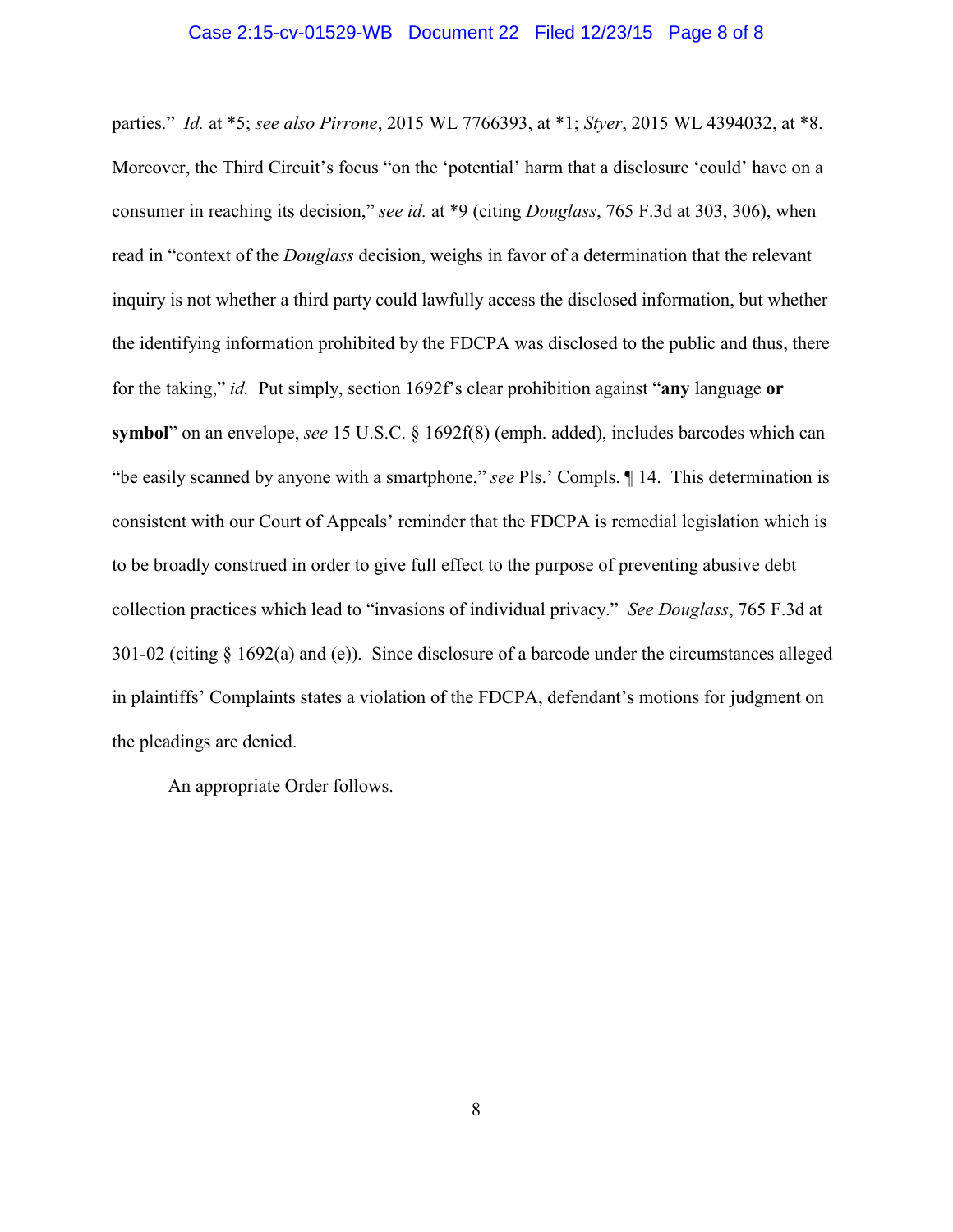parties." *Id.* at *5; *see also Pirrone*, 2015 WL 7766393, at *1; *Styer*, 2015 WL 4394032, at *8. Moreover, the Third Circuit's focus "on the 'potential' harm that a disclosure 'could' have on a consumer in reaching its decision," *see id.* at *9 (citing *Douglass*, 765 F.3d at 303, 306), when read in "context of the *Douglass* decision, weighs in favor of a determination that the relevant inquiry is not whether a third party could lawfully access the disclosed information, but whether the identifying information prohibited by the FDCPA was disclosed to the public and thus, there for the taking," *id.* Put simply, section 1692f's clear prohibition against "**any** language **or symbol**" on an envelope, *see* 15 U.S.C. § 1692f(8) (emph. added), includes barcodes which can "be easily scanned by anyone with a smartphone," *see* Pls.' Compls. ¶ 14. This determination is consistent with our Court of Appeals' reminder that the FDCPA is remedial legislation which is to be broadly construed in order to give full effect to the purpose of preventing abusive debt collection practices which lead to "invasions of individual privacy." *See Douglass*, 765 F.3d at 301-02 (citing § 1692(a) and (e)). Since disclosure of a barcode under the circumstances alleged in plaintiffs' Complaints states a violation of the FDCPA, defendant's motions for judgment on the pleadings are denied.

An appropriate Order follows.